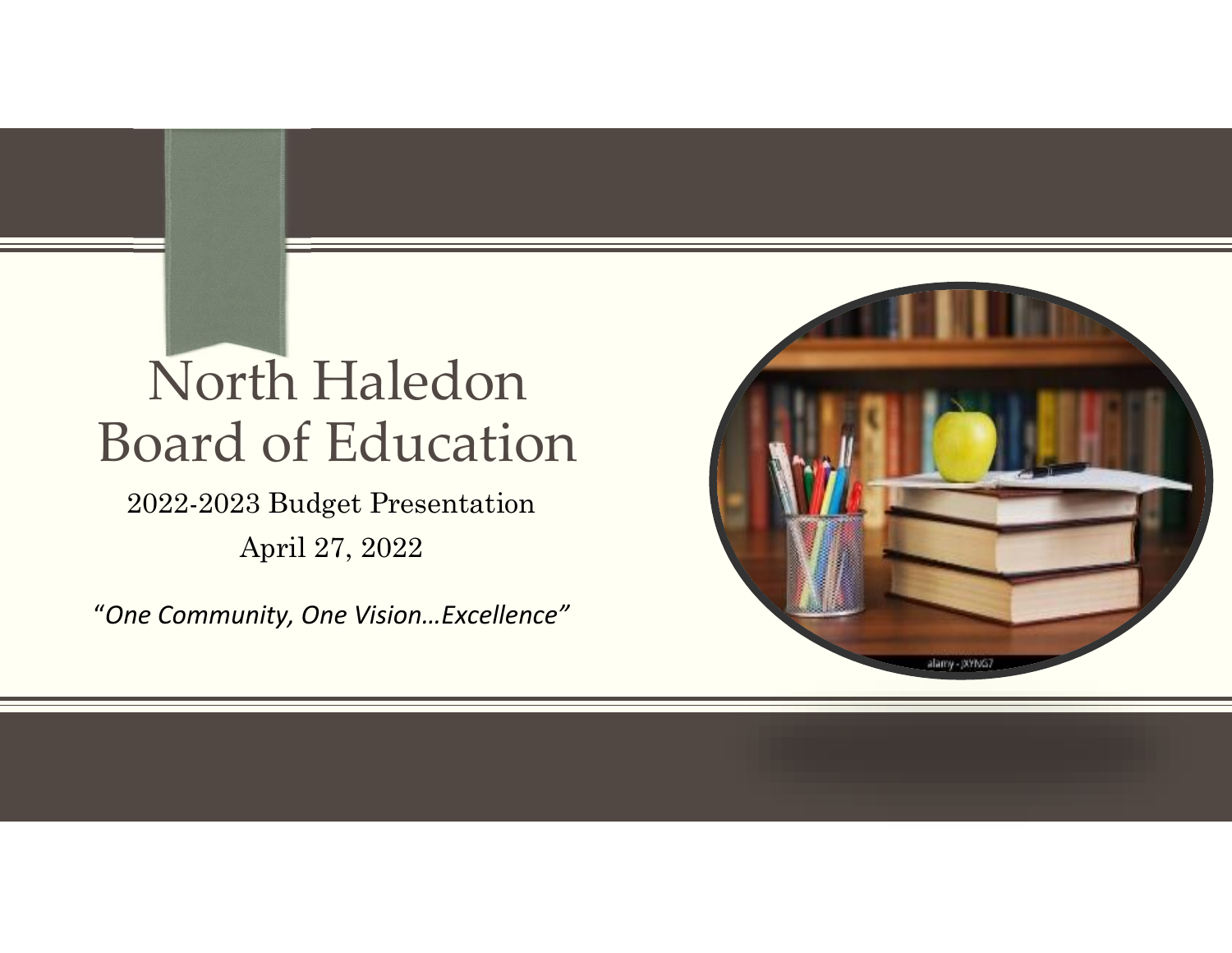# North Haledon Board of Education

2022-2023 Budget Presentation

April 27, 2022

*"One Community, One Vision…Excellence"*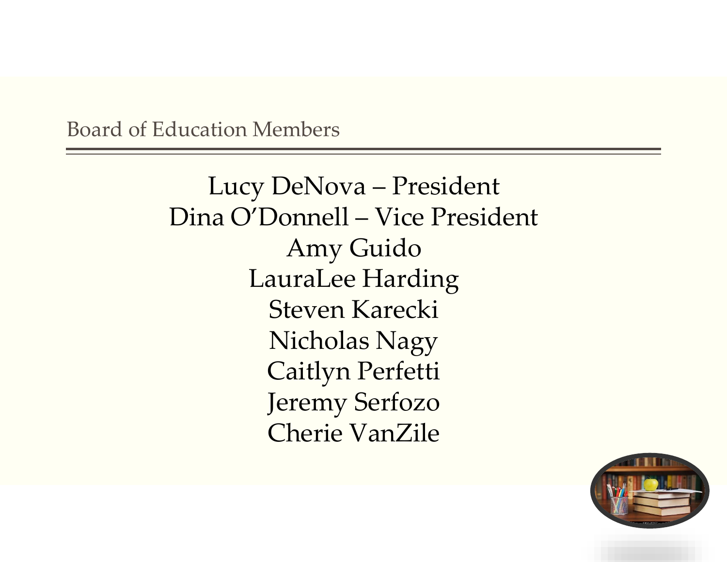## Board of Education Members

Lucy DeNova – President
Dina O'Donnell – Vice President
Amy Guido
LauraLee Harding
Steven Karecki
Nicholas Nagy
Caitlyn Perfetti
Jeremy Serfozo
Cherie VanZile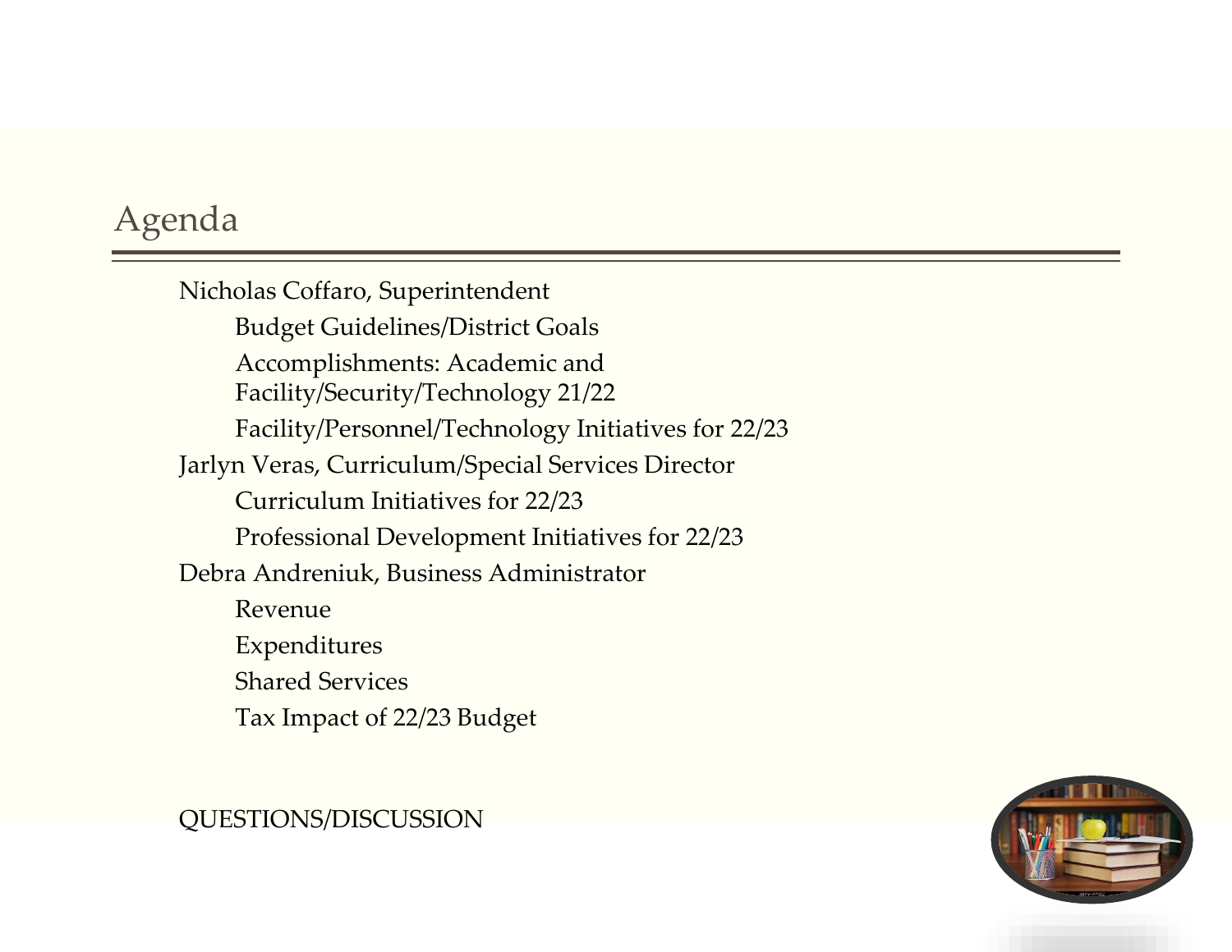# Agenda

- Nicholas Coffaro, Superintendent
  - Budget Guidelines/District Goals
  - Accomplishments: Academic and Facility/Security/Technology 21/22
  - Facility/Personnel/Technology Initiatives for 22/23
- Jarlyn Veras, Curriculum/Special Services Director
  - Curriculum Initiatives for 22/23
  - Professional Development Initiatives for 22/23
- Debra Andreniuk, Business Administrator
  - Revenue
  - Expenditures
  - Shared Services
  - Tax Impact of 22/23 Budget

QUESTIONS/DISCUSSION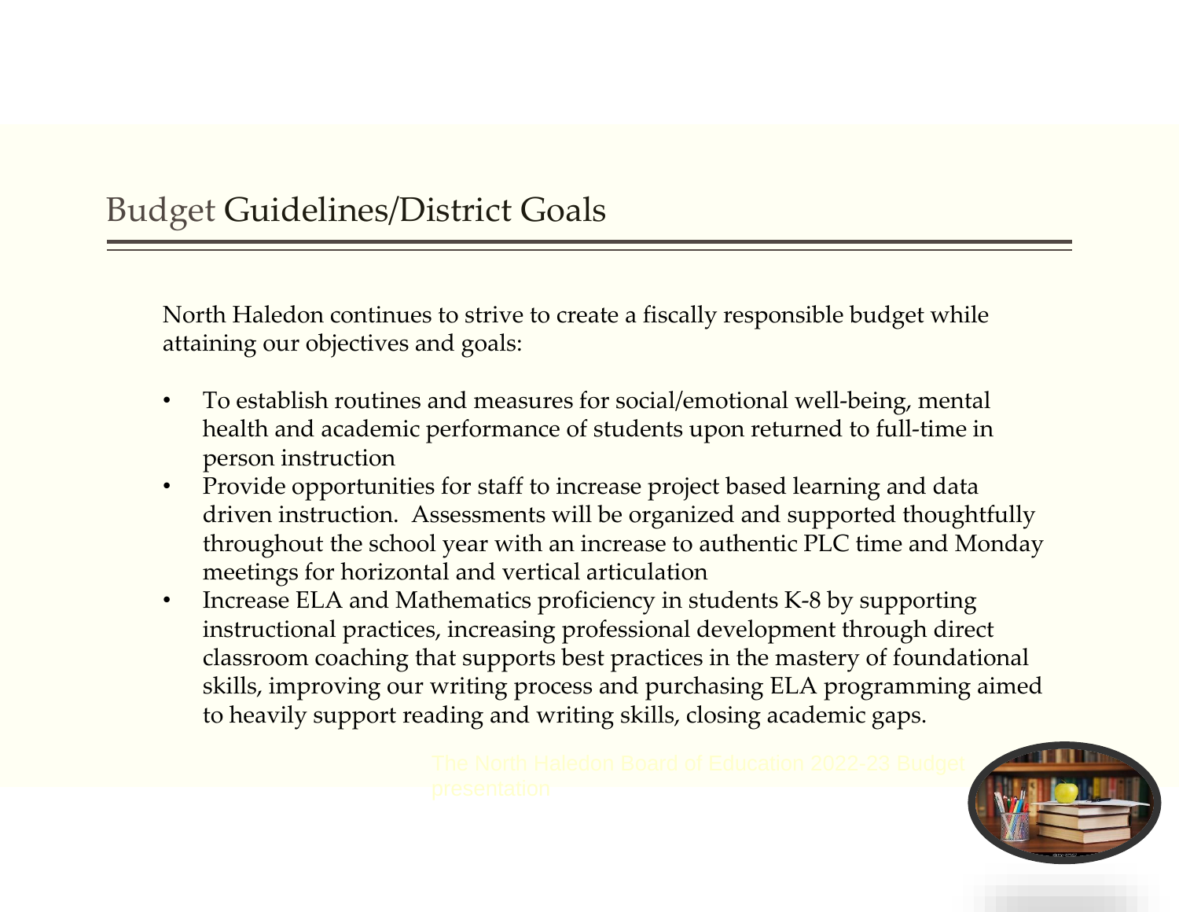# Budget Guidelines/District Goals

North Haledon continues to strive to create a fiscally responsible budget while attaining our objectives and goals:

- To establish routines and measures for social/emotional well-being, mental health and academic performance of students upon returned to full-time in person instruction
- Provide opportunities for staff to increase project based learning and data driven instruction. Assessments will be organized and supported thoughtfully throughout the school year with an increase to authentic PLC time and Monday meetings for horizontal and vertical articulation
- Increase ELA and Mathematics proficiency in students K-8 by supporting instructional practices, increasing professional development through direct classroom coaching that supports best practices in the mastery of foundational skills, improving our writing process and purchasing ELA programming aimed to heavily support reading and writing skills, closing academic gaps.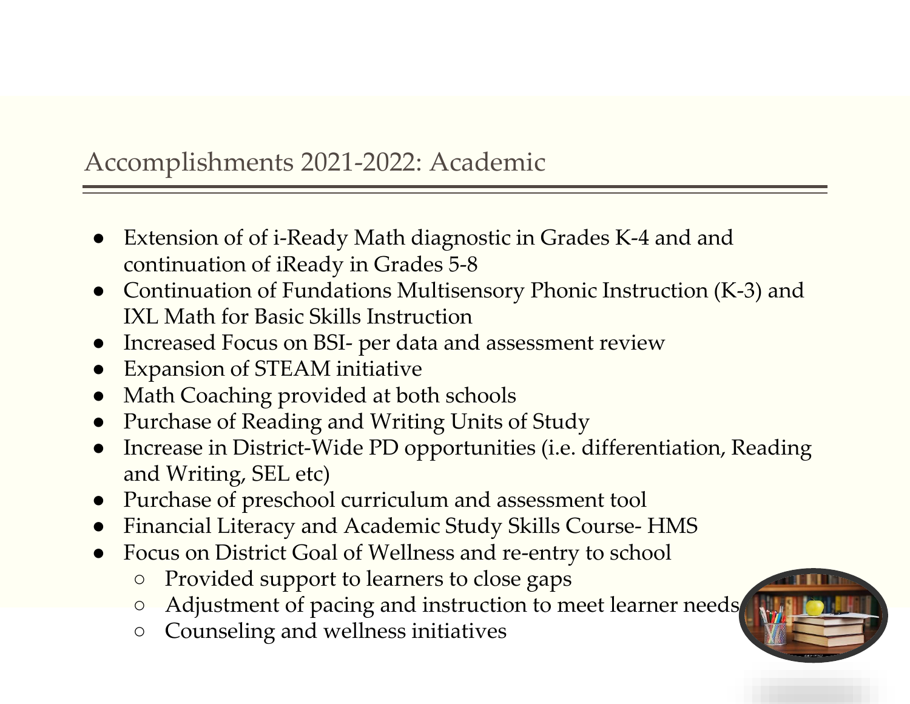## Accomplishments 2021-2022: Academic

- Extension of of i-Ready Math diagnostic in Grades K-4 and and continuation of iReady in Grades 5-8
- Continuation of Fundations Multisensory Phonic Instruction (K-3) and IXL Math for Basic Skills Instruction
- Increased Focus on BSI- per data and assessment review
- Expansion of STEAM initiative
- Math Coaching provided at both schools
- Purchase of Reading and Writing Units of Study
- Increase in District-Wide PD opportunities (i.e. differentiation, Reading and Writing, SEL etc)
- Purchase of preschool curriculum and assessment tool
- Financial Literacy and Academic Study Skills Course- HMS
- Focus on District Goal of Wellness and re-entry to school
    - Provided support to learners to close gaps
    - Adjustment of pacing and instruction to meet learner needs
    - Counseling and wellness initiatives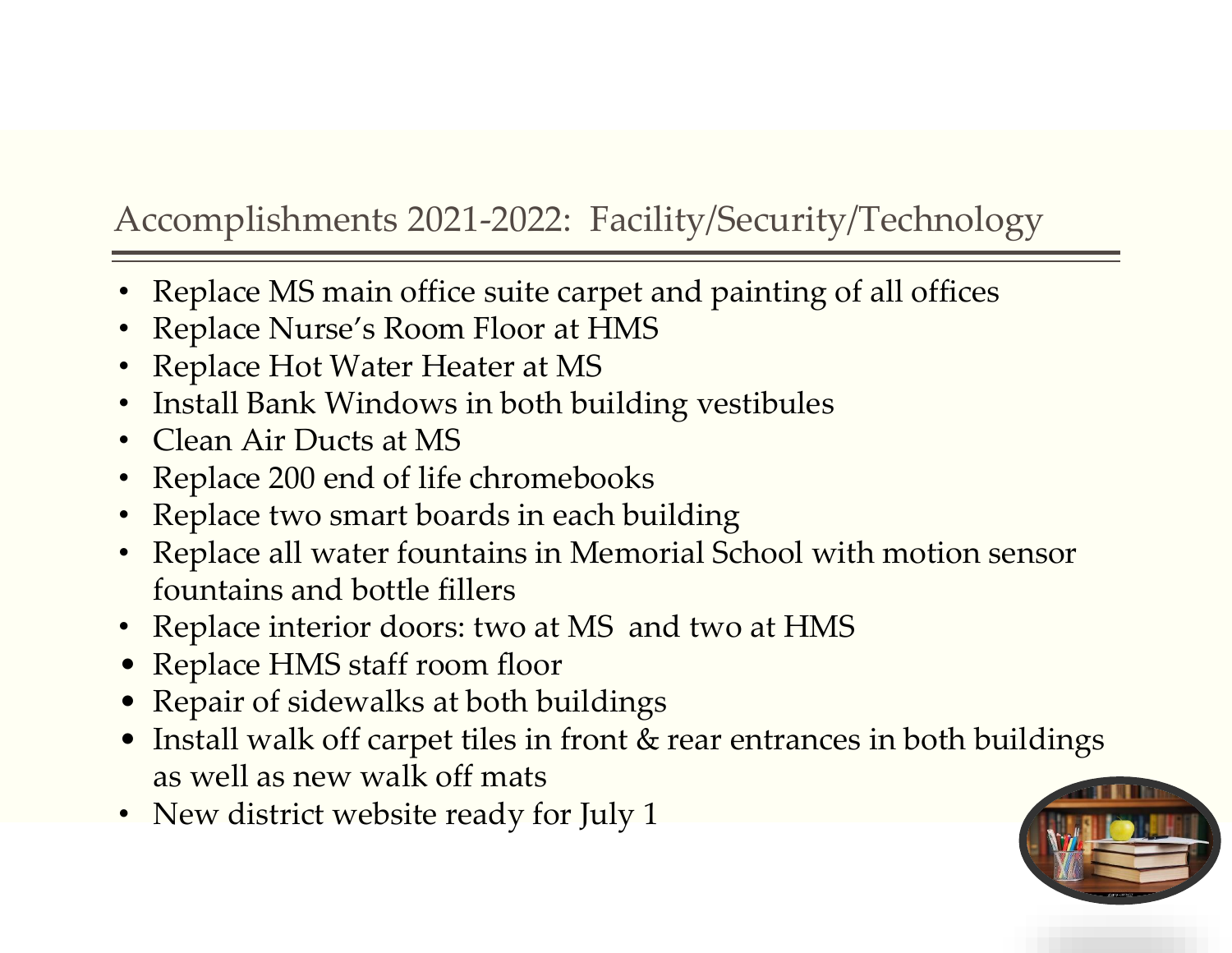## Accomplishments 2021-2022: Facility/Security/Technology

- Replace MS main office suite carpet and painting of all offices
- Replace Nurse's Room Floor at HMS
- Replace Hot Water Heater at MS
- Install Bank Windows in both building vestibules
- Clean Air Ducts at MS
- Replace 200 end of life chromebooks
- Replace two smart boards in each building
- Replace all water fountains in Memorial School with motion sensor fountains and bottle fillers
- Replace interior doors: two at MS and two at HMS
- Replace HMS staff room floor
- Repair of sidewalks at both buildings
- Install walk off carpet tiles in front & rear entrances in both buildings as well as new walk off mats
- New district website ready for July 1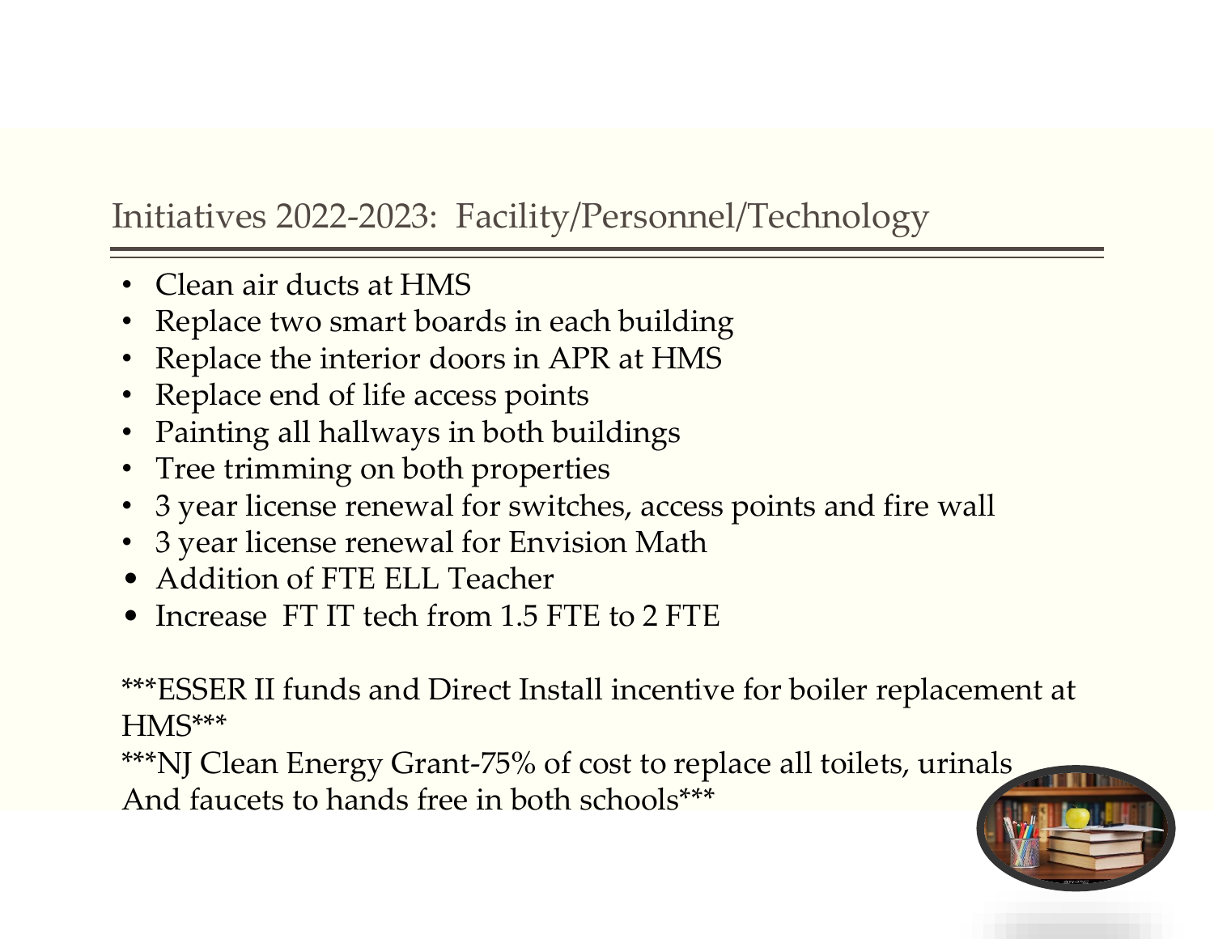## Initiatives 2022-2023: Facility/Personnel/Technology

- Clean air ducts at HMS
- Replace two smart boards in each building
- Replace the interior doors in APR at HMS
- Replace end of life access points
- Painting all hallways in both buildings
- Tree trimming on both properties
- 3 year license renewal for switches, access points and fire wall
- 3 year license renewal for Envision Math
- Addition of FTE ELL Teacher
- Increase FT IT tech from 1.5 FTE to 2 FTE

***ESSER II funds and Direct Install incentive for boiler replacement at HMS***

***NJ Clean Energy Grant-75% of cost to replace all toilets, urinals And faucets to hands free in both schools***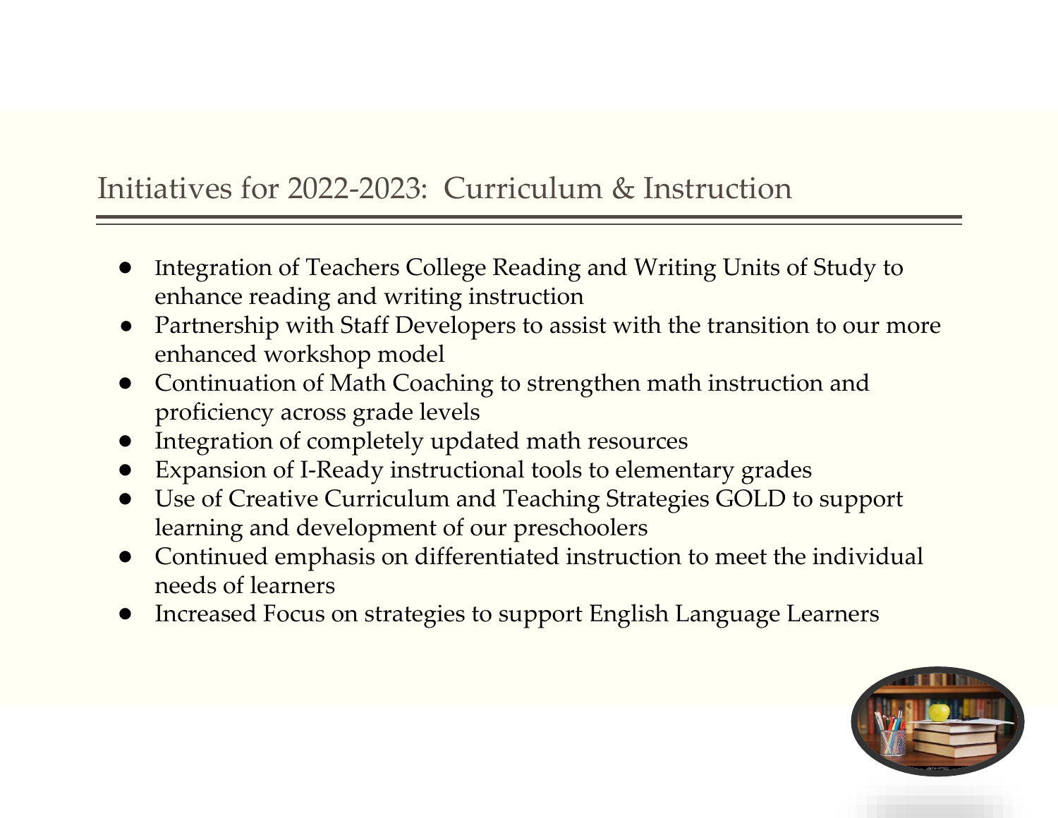## Initiatives for 2022-2023: Curriculum & Instruction

- Integration of Teachers College Reading and Writing Units of Study to enhance reading and writing instruction
- Partnership with Staff Developers to assist with the transition to our more enhanced workshop model
- Continuation of Math Coaching to strengthen math instruction and proficiency across grade levels
- Integration of completely updated math resources
- Expansion of I-Ready instructional tools to elementary grades
- Use of Creative Curriculum and Teaching Strategies GOLD to support learning and development of our preschoolers
- Continued emphasis on differentiated instruction to meet the individual needs of learners
- Increased Focus on strategies to support English Language Learners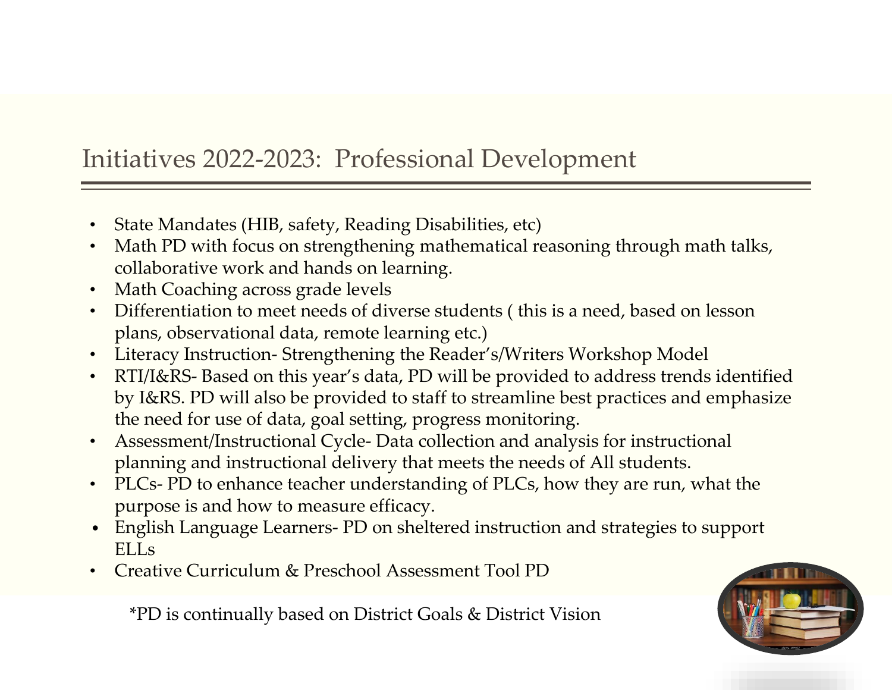# Initiatives 2022-2023: Professional Development

- State Mandates (HIB, safety, Reading Disabilities, etc)
- Math PD with focus on strengthening mathematical reasoning through math talks, collaborative work and hands on learning.
- Math Coaching across grade levels
- Differentiation to meet needs of diverse students ( this is a need, based on lesson plans, observational data, remote learning etc.)
- Literacy Instruction- Strengthening the Reader's/Writers Workshop Model
- RTI/I&RS- Based on this year's data, PD will be provided to address trends identified by I&RS. PD will also be provided to staff to streamline best practices and emphasize the need for use of data, goal setting, progress monitoring.
- Assessment/Instructional Cycle- Data collection and analysis for instructional planning and instructional delivery that meets the needs of All students.
- PLCs- PD to enhance teacher understanding of PLCs, how they are run, what the purpose is and how to measure efficacy.
- English Language Learners- PD on sheltered instruction and strategies to support ELLs
- Creative Curriculum & Preschool Assessment Tool PD

*PD is continually based on District Goals & District Vision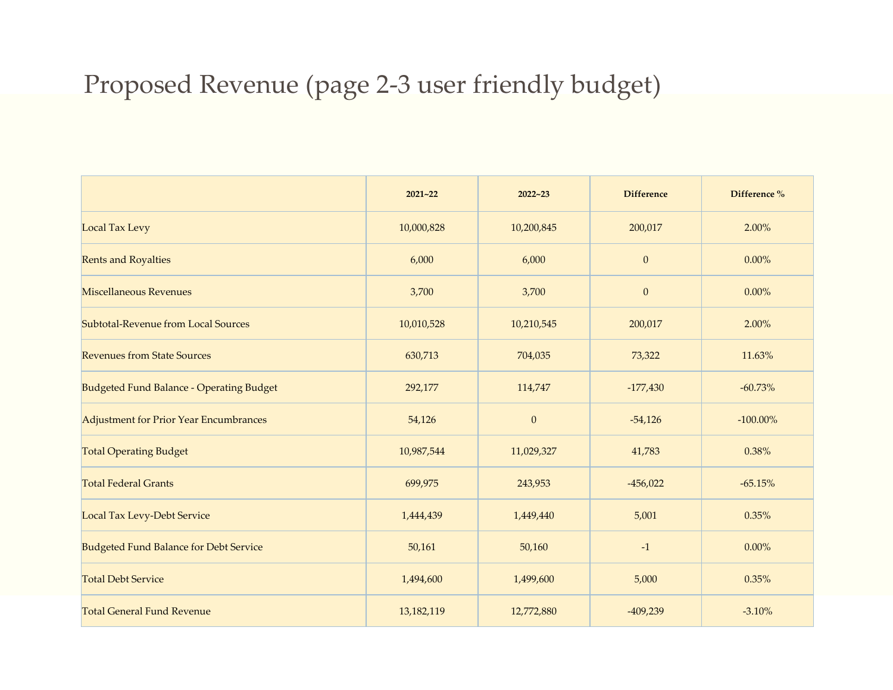# Proposed Revenue (page 2-3 user friendly budget)

| | 2021~22 | 2022~23 | Difference | Difference % |
|---|---|---|---|---|
| Local Tax Levy | 10,000,828 | 10,200,845 | 200,017 | 2.00% |
| Rents and Royalties | 6,000 | 6,000 | 0 | 0.00% |
| Miscellaneous Revenues | 3,700 | 3,700 | 0 | 0.00% |
| Subtotal-Revenue from Local Sources | 10,010,528 | 10,210,545 | 200,017 | 2.00% |
| Revenues from State Sources | 630,713 | 704,035 | 73,322 | 11.63% |
| Budgeted Fund Balance - Operating Budget | 292,177 | 114,747 | -177,430 | -60.73% |
| Adjustment for Prior Year Encumbrances | 54,126 | 0 | -54,126 | -100.00% |
| Total Operating Budget | 10,987,544 | 11,029,327 | 41,783 | 0.38% |
| Total Federal Grants | 699,975 | 243,953 | -456,022 | -65.15% |
| Local Tax Levy-Debt Service | 1,444,439 | 1,449,440 | 5,001 | 0.35% |
| Budgeted Fund Balance for Debt Service | 50,161 | 50,160 | -1 | 0.00% |
| Total Debt Service | 1,494,600 | 1,499,600 | 5,000 | 0.35% |
| Total General Fund Revenue | 13,182,119 | 12,772,880 | -409,239 | -3.10% |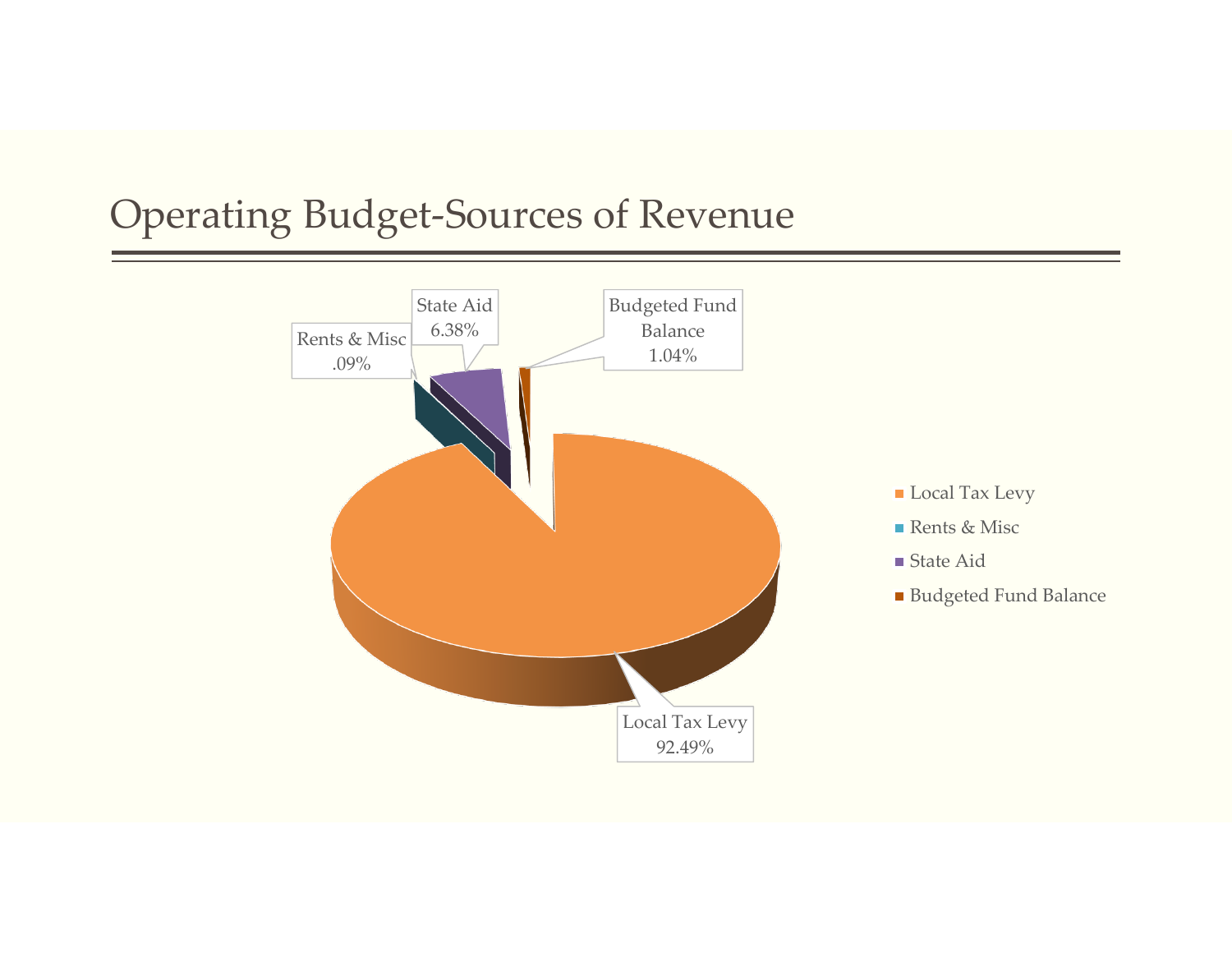# Operating Budget-Sources of Revenue

| Source | Percentage |
|---|---|
| Local Tax Levy | 92.49% |
| Rents & Misc | .09% |
| State Aid | 6.38% |
| Budgeted Fund Balance | 1.04% |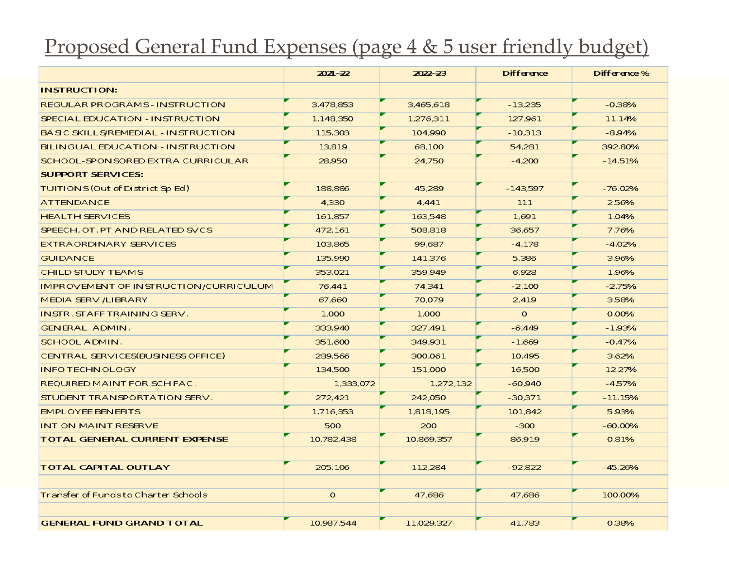# Proposed General Fund Expenses (page 4 & 5 user friendly budget)

| | 2021-22 | 2022-23 | Difference | Difference % |
|---|---|---|---|---|
| **INSTRUCTION:** | | | | |
| REGULAR PROGRAMS - INSTRUCTION | 3,478,853 | 3,465,618 | -13,235 | -0.38% |
| SPECIAL EDUCATION - INSTRUCTION | 1,148,350 | 1,276,311 | 127,961 | 11.14% |
| BASIC SKILLS/REMEDIAL - INSTRUCTION | 115,303 | 104,990 | -10,313 | -8.94% |
| BILINGUAL EDUCATION - INSTRUCTION | 13,819 | 68,100 | 54,281 | 392.80% |
| SCHOOL-SPONSORED EXTRA CURRICULAR | 28,950 | 24,750 | -4,200 | -14.51% |
| **SUPPORT SERVICES:** | | | | |
| TUITIONS (Out of District Sp Ed) | 188,886 | 45,289 | -143,597 | -76.02% |
| ATTENDANCE | 4,330 | 4,441 | 111 | 2.56% |
| HEALTH SERVICES | 161,857 | 163,548 | 1,691 | 1.04% |
| SPEECH, OT, PT AND RELATED SVCS | 472,161 | 508,818 | 36,657 | 7.76% |
| EXTRAORDINARY SERVICES | 103,865 | 99,687 | -4,178 | -4.02% |
| GUIDANCE | 135,990 | 141,376 | 5,386 | 3.96% |
| CHILD STUDY TEAMS | 353,021 | 359,949 | 6,928 | 1.96% |
| IMPROVEMENT OF INSTRUCTION/CURRICULUM | 76,441 | 74,341 | -2,100 | -2.75% |
| MEDIA SERV./LIBRARY | 67,660 | 70,079 | 2,419 | 3.58% |
| INSTR. STAFF TRAINING SERV. | 1,000 | 1,000 | 0 | 0.00% |
| GENERAL ADMIN. | 333,940 | 327,491 | -6,449 | -1.93% |
| SCHOOL ADMIN. | 351,600 | 349,931 | -1,669 | -0.47% |
| CENTRAL SERVICES(BUSINESS OFFICE) | 289,566 | 300,061 | 10,495 | 3.62% |
| INFO TECHNOLOGY | 134,500 | 151,000 | 16,500 | 12.27% |
| REQUIRED MAINT FOR SCH FAC. | 1,333,072 | 1,272,132 | -60,940 | -4.57% |
| STUDENT TRANSPORTATION SERV. | 272,421 | 242,050 | -30,371 | -11.15% |
| EMPLOYEE BENEFITS | 1,716,353 | 1,818,195 | 101,842 | 5.93% |
| INT ON MAINT RESERVE | 500 | 200 | -300 | -60.00% |
| **TOTAL GENERAL CURRENT EXPENSE** | 10,782,438 | 10,869,357 | 86,919 | 0.81% |
| | | | | |
| **TOTAL CAPITAL OUTLAY** | 205,106 | 112,284 | -92,822 | -45.26% |
| | | | | |
| Transfer of Funds to Charter Schools | 0 | 47,686 | 47,686 | 100.00% |
| | | | | |
| **GENERAL FUND GRAND TOTAL** | 10,987,544 | 11,029,327 | 41,783 | 0.38% |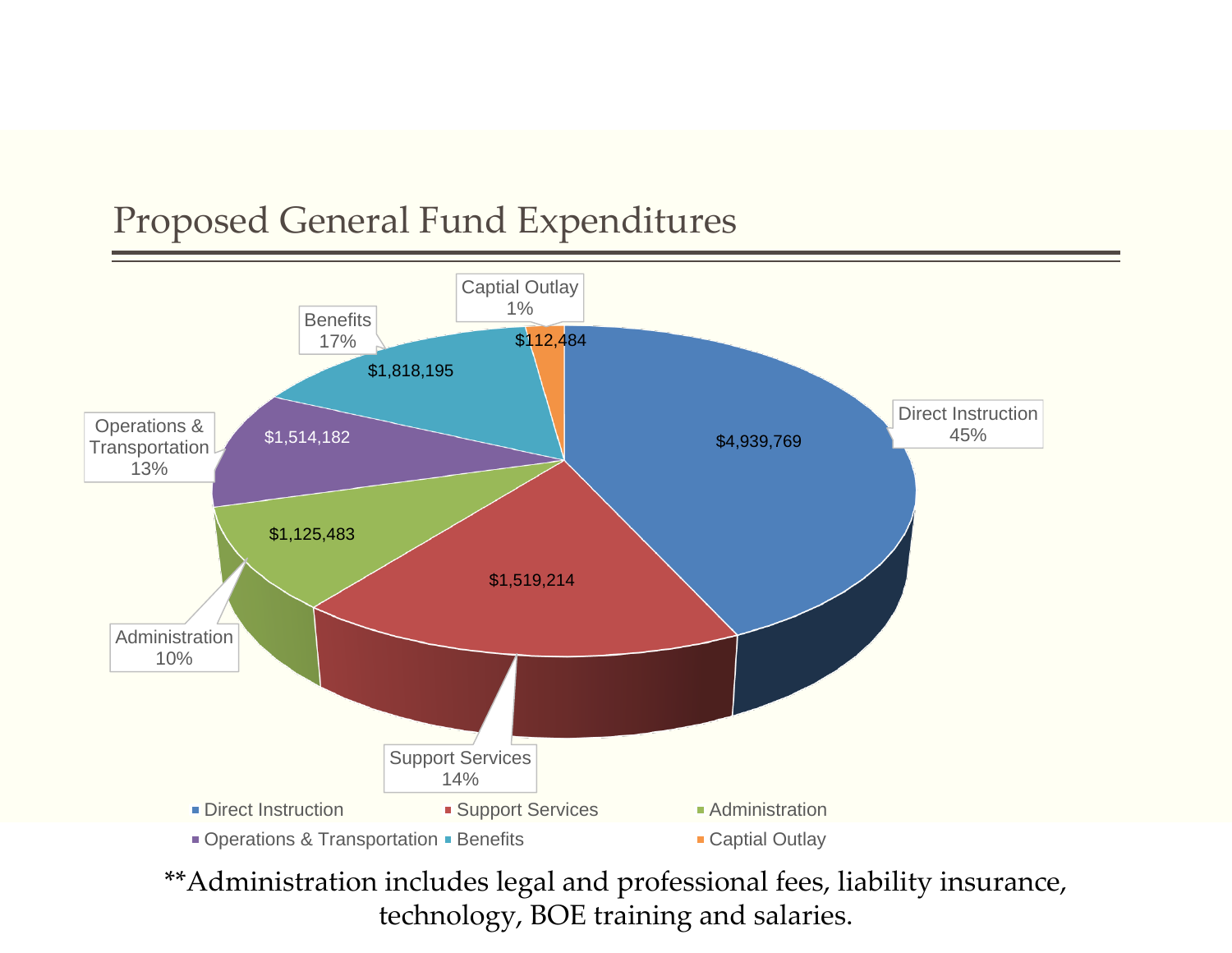# Proposed General Fund Expenditures

| Category | Amount | Percent |
| --- | --- | --- |
| Direct Instruction | $4,939,769 | 45% |
| Support Services | $1,519,214 | 14% |
| Administration | $1,125,483 | 10% |
| Operations & Transportation | $1,514,182 | 13% |
| Benefits | $1,818,195 | 17% |
| Captial Outlay | $112,484 | 1% |

**Administration includes legal and professional fees, liability insurance, technology, BOE training and salaries.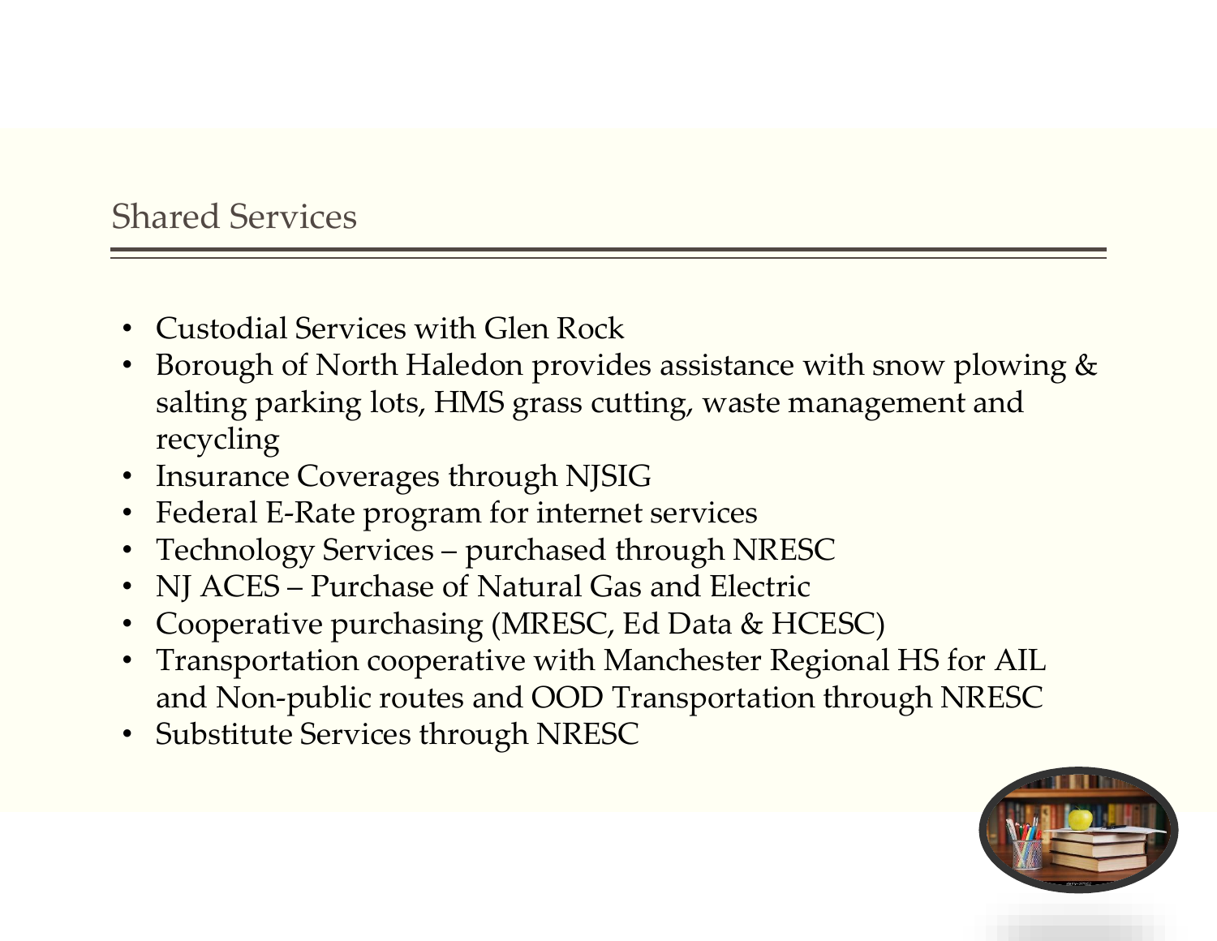## Shared Services

- Custodial Services with Glen Rock
- Borough of North Haledon provides assistance with snow plowing & salting parking lots, HMS grass cutting, waste management and recycling
- Insurance Coverages through NJSIG
- Federal E-Rate program for internet services
- Technology Services – purchased through NRESC
- NJ ACES – Purchase of Natural Gas and Electric
- Cooperative purchasing (MRESC, Ed Data & HCESC)
- Transportation cooperative with Manchester Regional HS for AIL and Non-public routes and OOD Transportation through NRESC
- Substitute Services through NRESC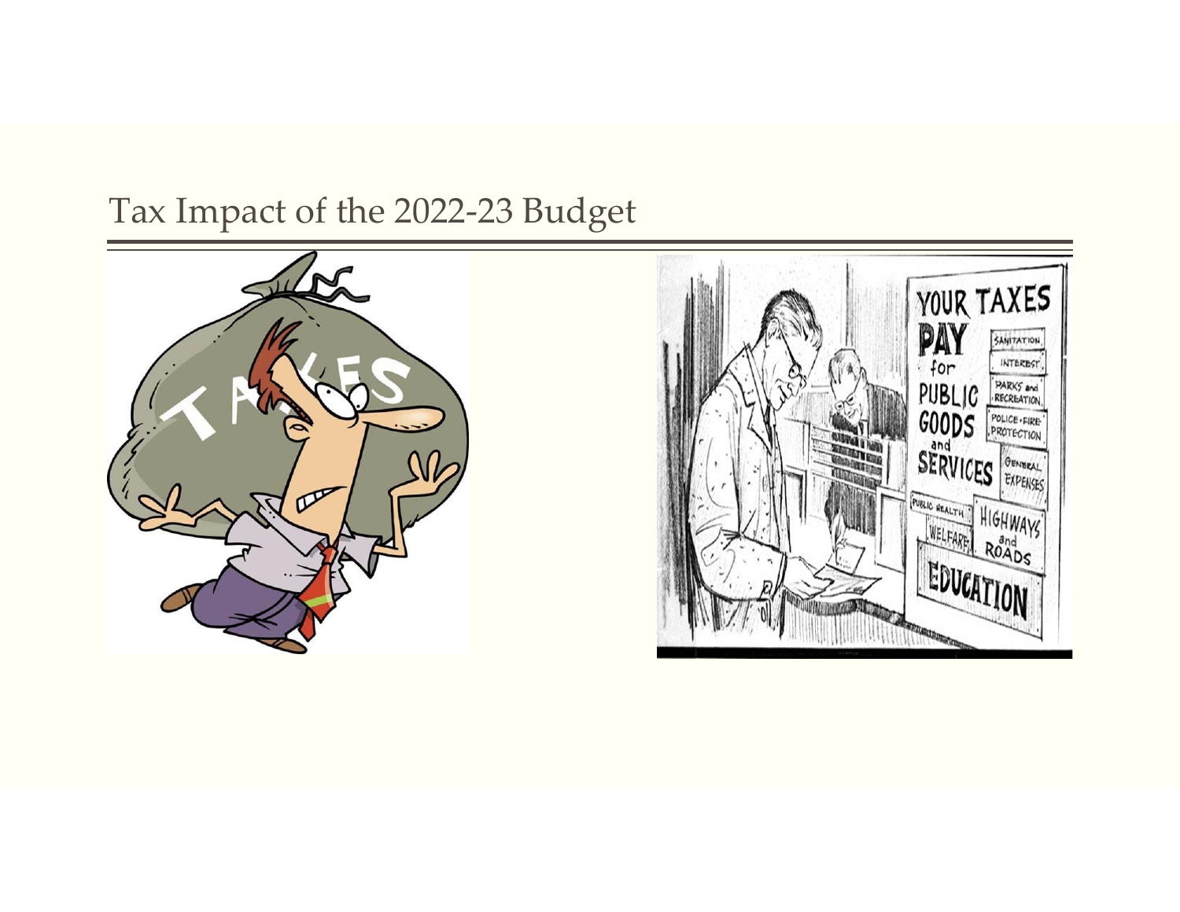# Tax Impact of the 2022-23 Budget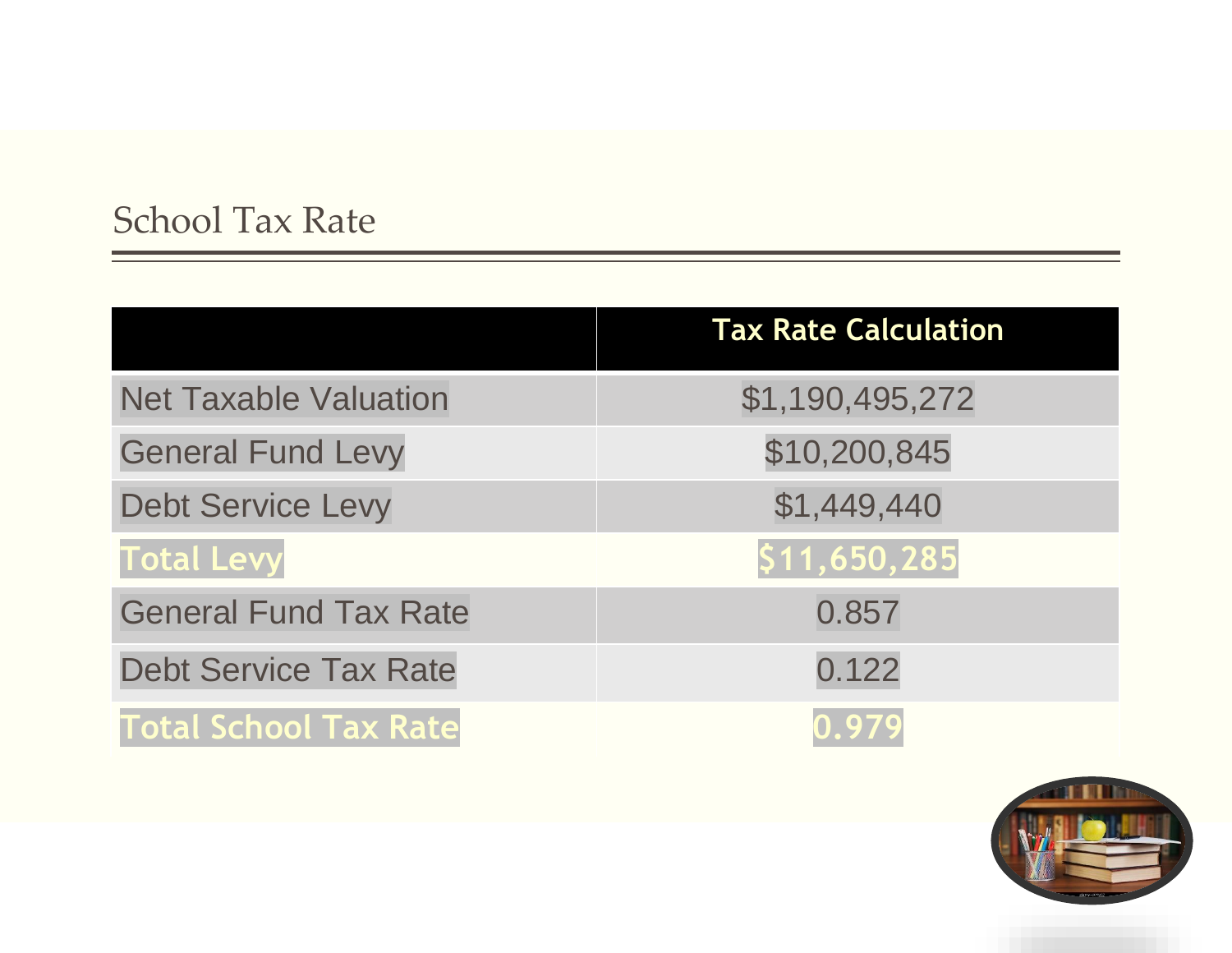## School Tax Rate

| | Tax Rate Calculation |
|---|---|
| Net Taxable Valuation | $1,190,495,272 |
| General Fund Levy | $10,200,845 |
| Debt Service Levy | $1,449,440 |
| **Total Levy** | **$11,650,285** |
| General Fund Tax Rate | 0.857 |
| Debt Service Tax Rate | 0.122 |
| **Total School Tax Rate** | **0.979** |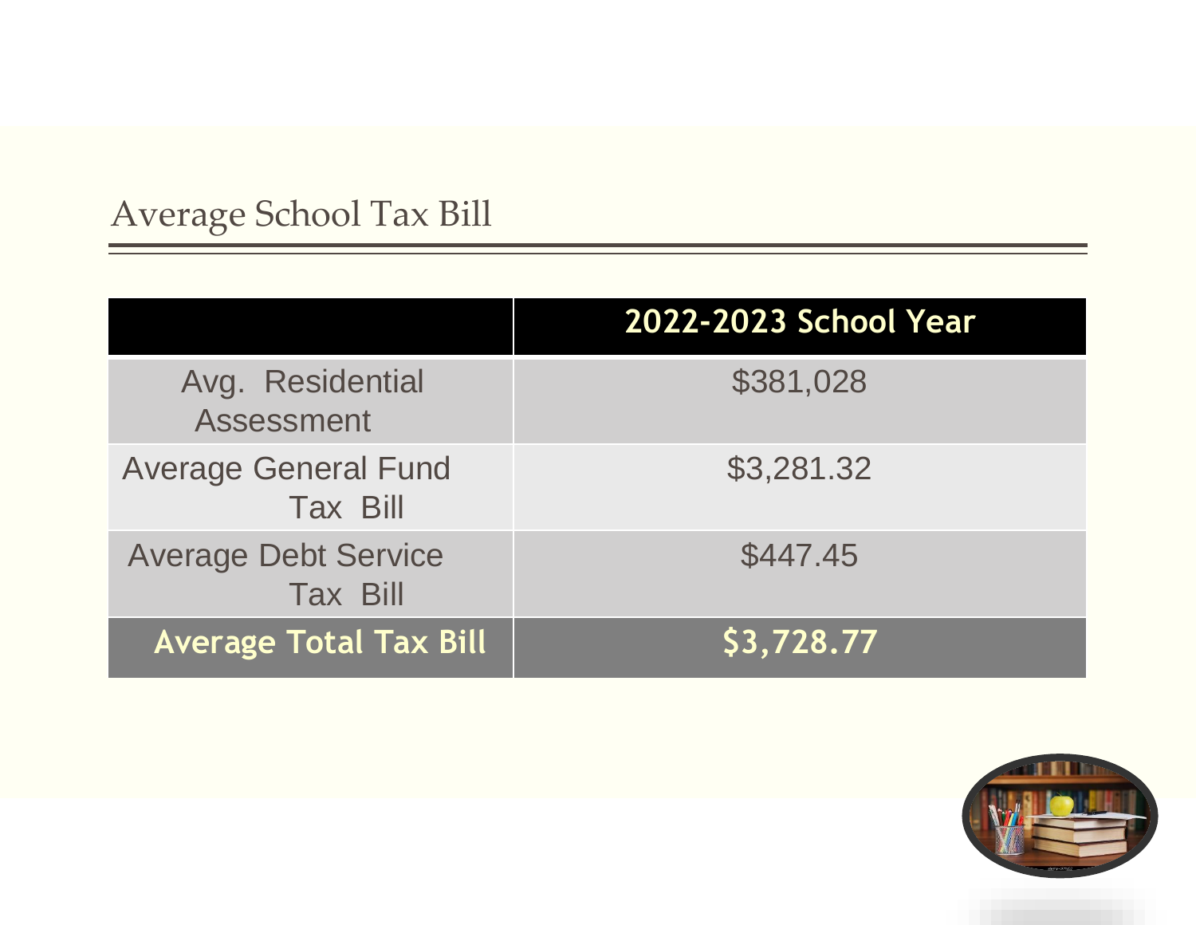## Average School Tax Bill

| | 2022-2023 School Year |
|---|---|
| Avg. Residential Assessment | $381,028 |
| Average General Fund Tax Bill | $3,281.32 |
| Average Debt Service Tax Bill | $447.45 |
| **Average Total Tax Bill** | **$3,728.77** |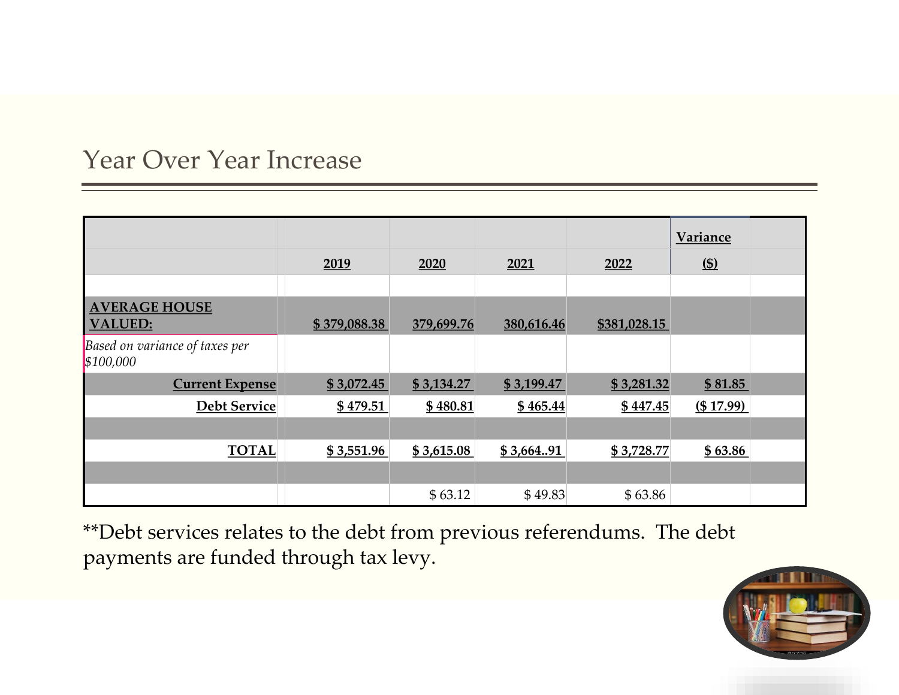## Year Over Year Increase

| | 2019 | 2020 | 2021 | 2022 | Variance ($) |
|---|---|---|---|---|---|
| **AVERAGE HOUSE VALUED:** | $ 379,088.38 | 379,699.76 | 380,616.46 | $381,028.15 | |
| *Based on variance of taxes per $100,000* | | | | | |
| **Current Expense** | $ 3,072.45 | $ 3,134.27 | $ 3,199.47 | $ 3,281.32 | $ 81.85 |
| **Debt Service** | $ 479.51 | $ 480.81 | $ 465.44 | $ 447.45 | ($ 17.99) |
| | | | | | |
| **TOTAL** | $ 3,551.96 | $ 3,615.08 | $ 3,664..91 | $ 3,728.77 | $ 63.86 |
| | | | | | |
| | | $ 63.12 | $ 49.83 | $ 63.86 | |

**Debt services relates to the debt from previous referendums. The debt payments are funded through tax levy.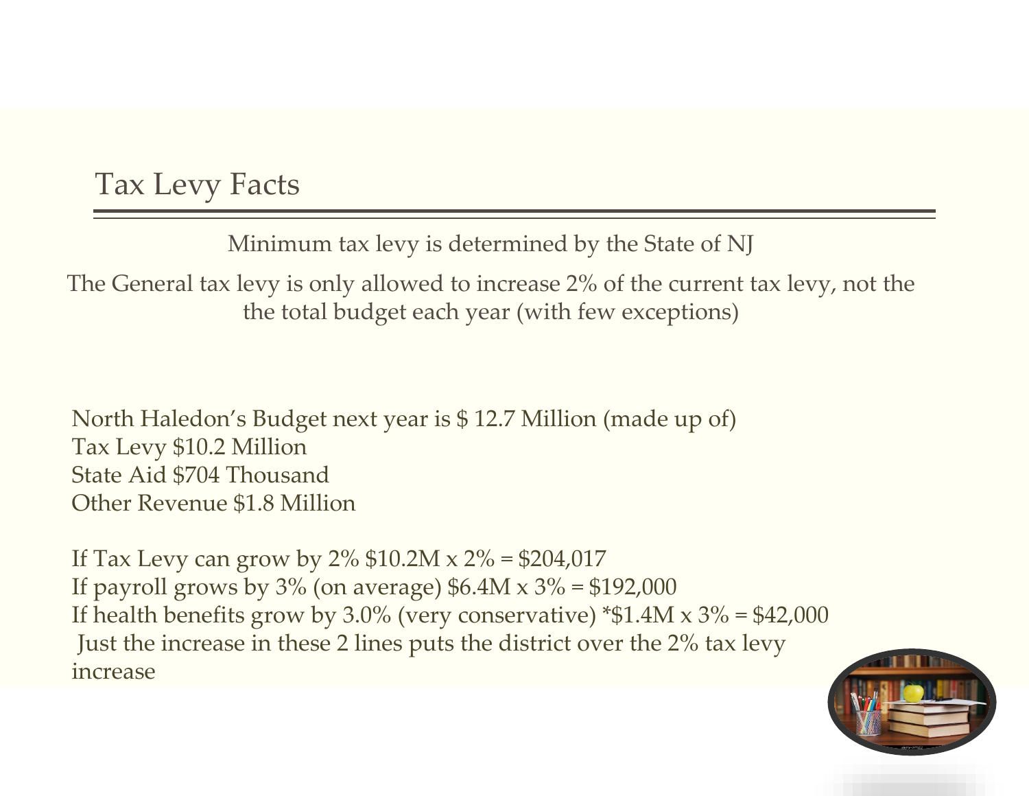# Tax Levy Facts

Minimum tax levy is determined by the State of NJ

The General tax levy is only allowed to increase 2% of the current tax levy, not the the total budget each year (with few exceptions)

North Haledon's Budget next year is $ 12.7 Million (made up of)
Tax Levy $10.2 Million
State Aid $704 Thousand
Other Revenue $1.8 Million

If Tax Levy can grow by 2% $10.2M x 2% = $204,017
If payroll grows by 3% (on average) $6.4M x 3% = $192,000
If health benefits grow by 3.0% (very conservative) *$1.4M x 3% = $42,000
Just the increase in these 2 lines puts the district over the 2% tax levy increase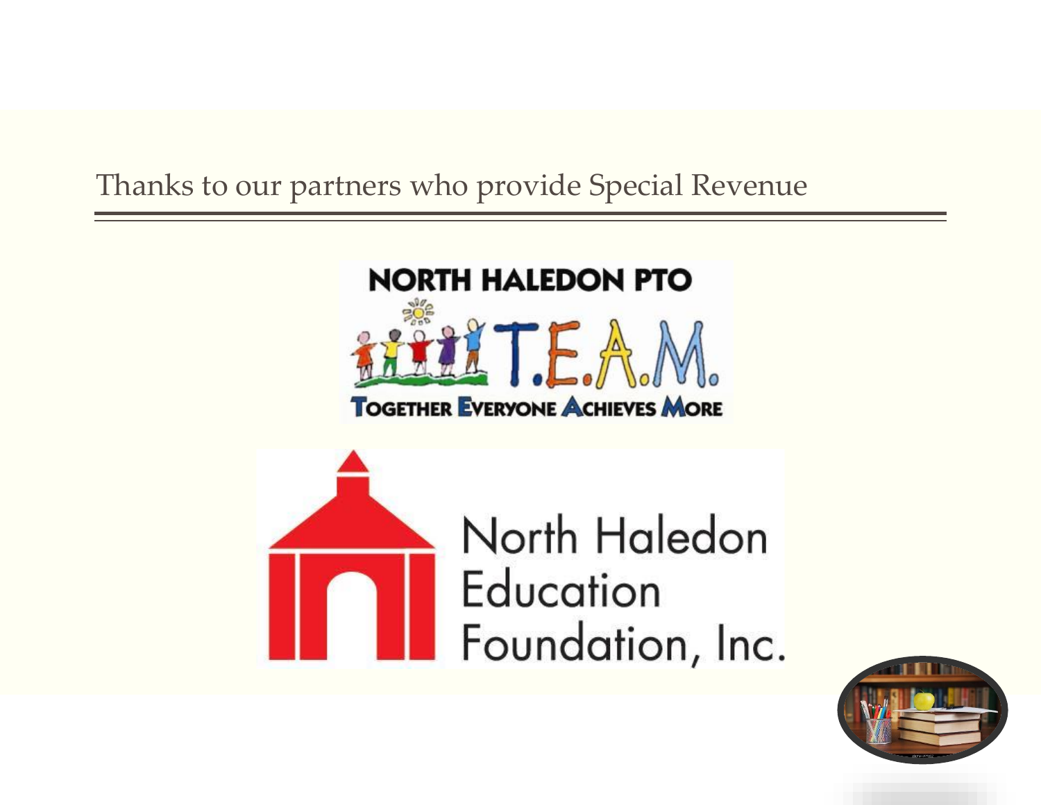# Thanks to our partners who provide Special Revenue

NORTH HALEDON PTO

T.E.A.M.

TOGETHER EVERYONE ACHIEVES MORE

North Haledon Education Foundation, Inc.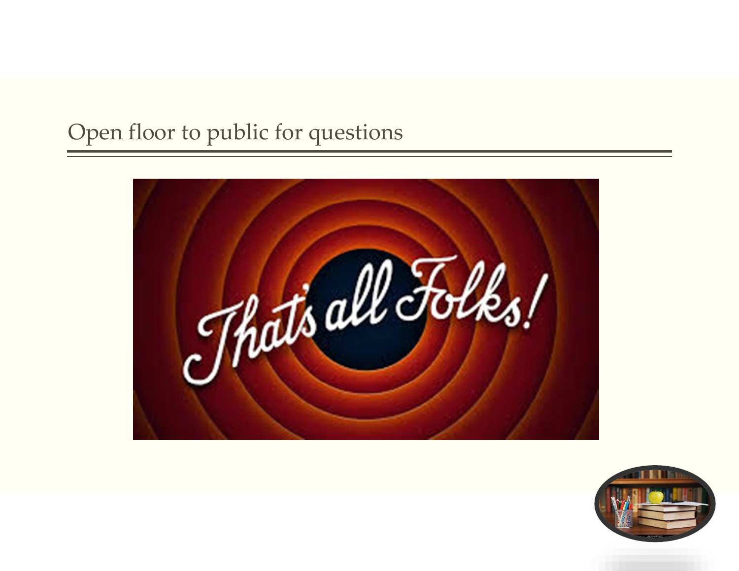# Open floor to public for questions